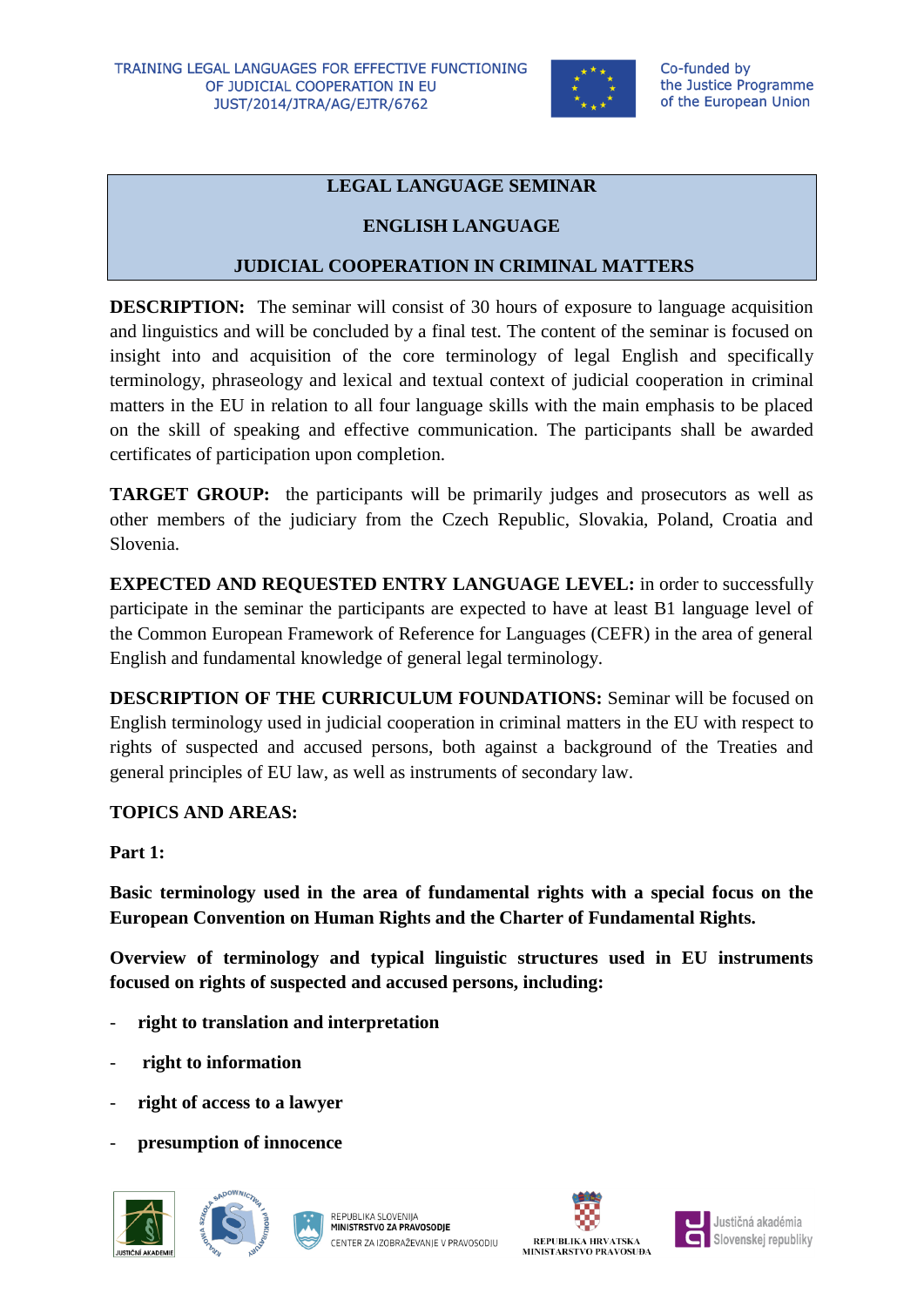TRAINING LEGAL LANGUAGES FOR EFFECTIVE FUNCTIONING OF JUDICIAL COOPERATION IN EU
JUST/2014/JTRA/AG/EJTR/6762

Co-funded by the Justice Programme of the European Union

# LEGAL LANGUAGE SEMINAR

## ENGLISH LANGUAGE

## JUDICIAL COOPERATION IN CRIMINAL MATTERS

**DESCRIPTION:** The seminar will consist of 30 hours of exposure to language acquisition and linguistics and will be concluded by a final test. The content of the seminar is focused on insight into and acquisition of the core terminology of legal English and specifically terminology, phraseology and lexical and textual context of judicial cooperation in criminal matters in the EU in relation to all four language skills with the main emphasis to be placed on the skill of speaking and effective communication. The participants shall be awarded certificates of participation upon completion.

**TARGET GROUP:** the participants will be primarily judges and prosecutors as well as other members of the judiciary from the Czech Republic, Slovakia, Poland, Croatia and Slovenia.

**EXPECTED AND REQUESTED ENTRY LANGUAGE LEVEL:** in order to successfully participate in the seminar the participants are expected to have at least B1 language level of the Common European Framework of Reference for Languages (CEFR) in the area of general English and fundamental knowledge of general legal terminology.

**DESCRIPTION OF THE CURRICULUM FOUNDATIONS:** Seminar will be focused on English terminology used in judicial cooperation in criminal matters in the EU with respect to rights of suspected and accused persons, both against a background of the Treaties and general principles of EU law, as well as instruments of secondary law.

**TOPICS AND AREAS:**

**Part 1:**

**Basic terminology used in the area of fundamental rights with a special focus on the European Convention on Human Rights and the Charter of Fundamental Rights.**

**Overview of terminology and typical linguistic structures used in EU instruments focused on rights of suspected and accused persons, including:**

- **right to translation and interpretation**
- **right to information**
- **right of access to a lawyer**
- **presumption of innocence**

JUSTIČNÍ AKADEMIE · KRAJOWA SZKOŁA SĄDOWNICTWA I PROKURATURY · REPUBLIKA SLOVENIJA MINISTRSTVO ZA PRAVOSODJE CENTER ZA IZOBRAŽEVANJE V PRAVOSODJU · REPUBLIKA HRVATSKA MINISTARSTVO PRAVOSUDA · Justičná akadémia Slovenskej republiky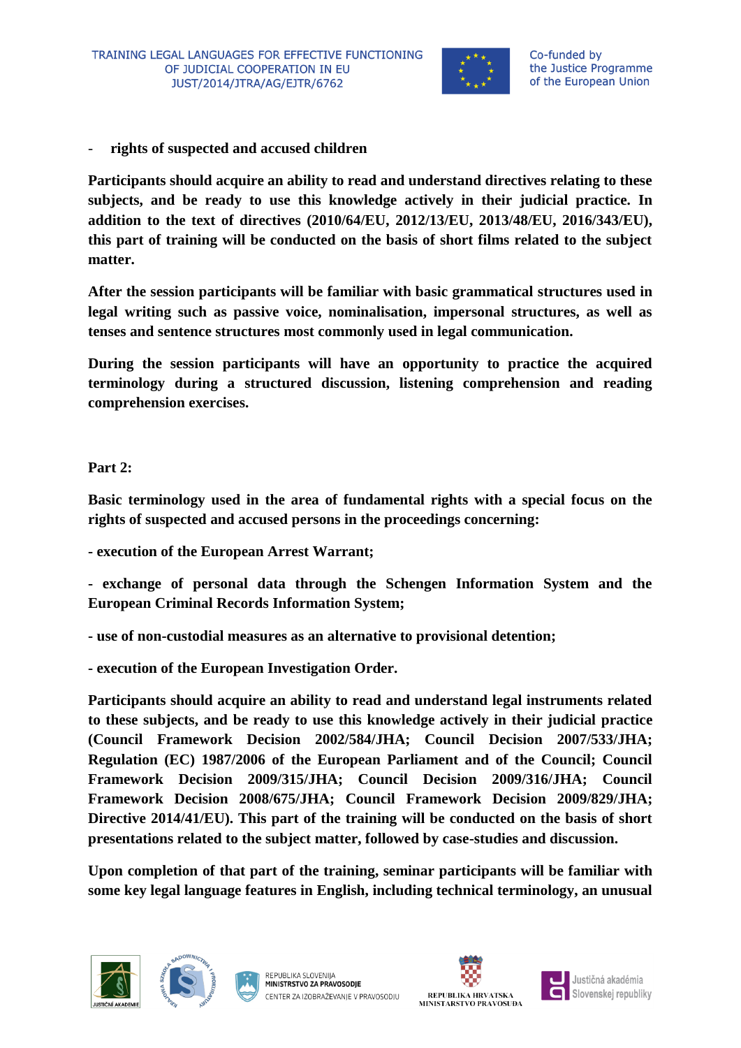- **rights of suspected and accused children**

**Participants should acquire an ability to read and understand directives relating to these subjects, and be ready to use this knowledge actively in their judicial practice. In addition to the text of directives (2010/64/EU, 2012/13/EU, 2013/48/EU, 2016/343/EU), this part of training will be conducted on the basis of short films related to the subject matter.**

**After the session participants will be familiar with basic grammatical structures used in legal writing such as passive voice, nominalisation, impersonal structures, as well as tenses and sentence structures most commonly used in legal communication.**

**During the session participants will have an opportunity to practice the acquired terminology during a structured discussion, listening comprehension and reading comprehension exercises.**

**Part 2:**

**Basic terminology used in the area of fundamental rights with a special focus on the rights of suspected and accused persons in the proceedings concerning:**

**- execution of the European Arrest Warrant;**

**- exchange of personal data through the Schengen Information System and the European Criminal Records Information System;**

**- use of non-custodial measures as an alternative to provisional detention;**

**- execution of the European Investigation Order.**

**Participants should acquire an ability to read and understand legal instruments related to these subjects, and be ready to use this knowledge actively in their judicial practice (Council Framework Decision 2002/584/JHA; Council Decision 2007/533/JHA; Regulation (EC) 1987/2006 of the European Parliament and of the Council; Council Framework Decision 2009/315/JHA; Council Decision 2009/316/JHA; Council Framework Decision 2008/675/JHA; Council Framework Decision 2009/829/JHA; Directive 2014/41/EU). This part of the training will be conducted on the basis of short presentations related to the subject matter, followed by case-studies and discussion.**

**Upon completion of that part of the training, seminar participants will be familiar with some key legal language features in English, including technical terminology, an unusual**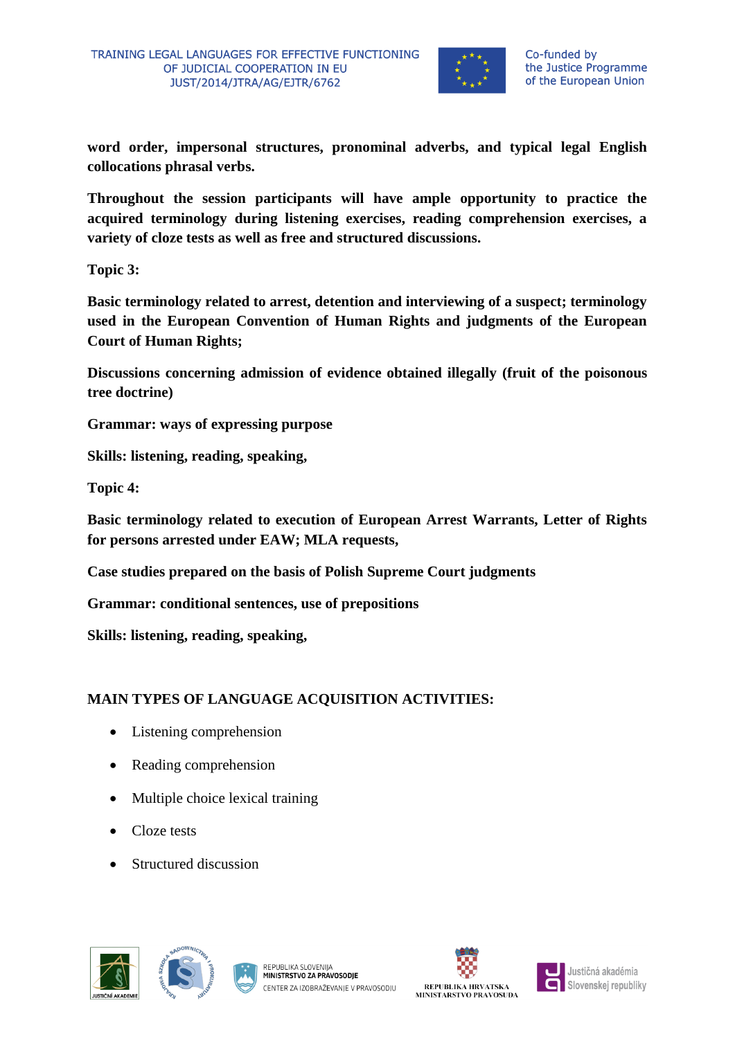**word order, impersonal structures, pronominal adverbs, and typical legal English collocations phrasal verbs.**

**Throughout the session participants will have ample opportunity to practice the acquired terminology during listening exercises, reading comprehension exercises, a variety of cloze tests as well as free and structured discussions.**

**Topic 3:**

**Basic terminology related to arrest, detention and interviewing of a suspect; terminology used in the European Convention of Human Rights and judgments of the European Court of Human Rights;**

**Discussions concerning admission of evidence obtained illegally (fruit of the poisonous tree doctrine)**

**Grammar: ways of expressing purpose**

**Skills: listening, reading, speaking,**

**Topic 4:**

**Basic terminology related to execution of European Arrest Warrants, Letter of Rights for persons arrested under EAW; MLA requests,**

**Case studies prepared on the basis of Polish Supreme Court judgments**

**Grammar: conditional sentences, use of prepositions**

**Skills: listening, reading, speaking,**

**MAIN TYPES OF LANGUAGE ACQUISITION ACTIVITIES:**

- Listening comprehension
- Reading comprehension
- Multiple choice lexical training
- Cloze tests
- Structured discussion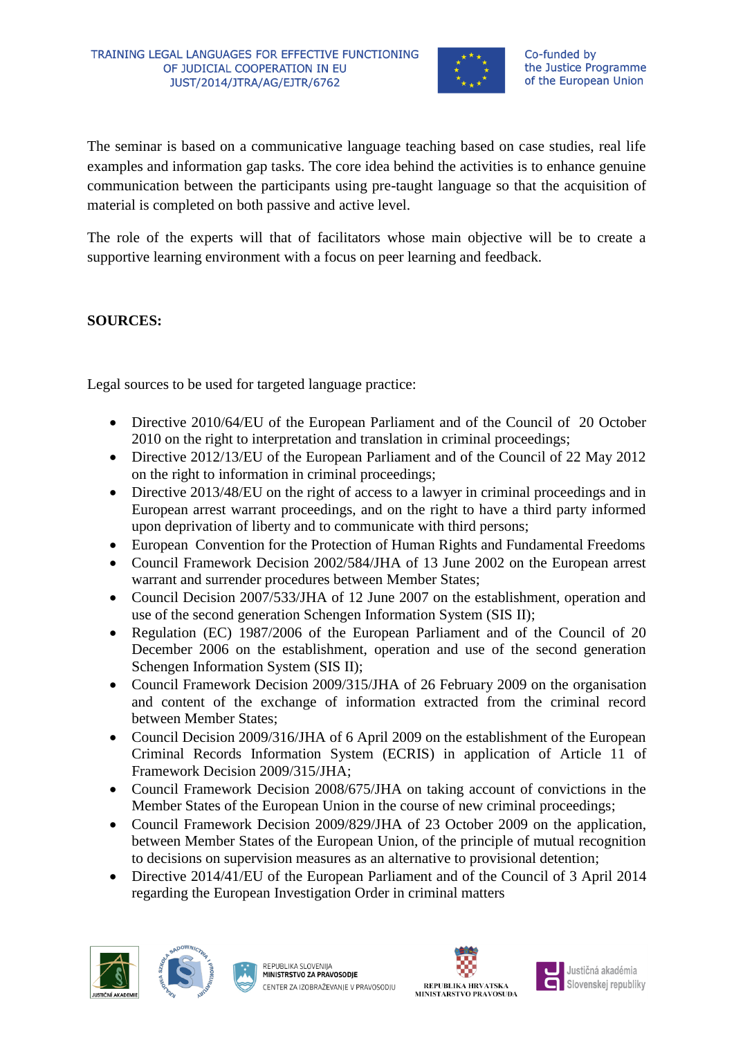The seminar is based on a communicative language teaching based on case studies, real life examples and information gap tasks. The core idea behind the activities is to enhance genuine communication between the participants using pre-taught language so that the acquisition of material is completed on both passive and active level.

The role of the experts will that of facilitators whose main objective will be to create a supportive learning environment with a focus on peer learning and feedback.

**SOURCES:**

Legal sources to be used for targeted language practice:

- Directive 2010/64/EU of the European Parliament and of the Council of 20 October 2010 on the right to interpretation and translation in criminal proceedings;
- Directive 2012/13/EU of the European Parliament and of the Council of 22 May 2012 on the right to information in criminal proceedings;
- Directive 2013/48/EU on the right of access to a lawyer in criminal proceedings and in European arrest warrant proceedings, and on the right to have a third party informed upon deprivation of liberty and to communicate with third persons;
- European Convention for the Protection of Human Rights and Fundamental Freedoms
- Council Framework Decision 2002/584/JHA of 13 June 2002 on the European arrest warrant and surrender procedures between Member States;
- Council Decision 2007/533/JHA of 12 June 2007 on the establishment, operation and use of the second generation Schengen Information System (SIS II);
- Regulation (EC) 1987/2006 of the European Parliament and of the Council of 20 December 2006 on the establishment, operation and use of the second generation Schengen Information System (SIS II);
- Council Framework Decision 2009/315/JHA of 26 February 2009 on the organisation and content of the exchange of information extracted from the criminal record between Member States;
- Council Decision 2009/316/JHA of 6 April 2009 on the establishment of the European Criminal Records Information System (ECRIS) in application of Article 11 of Framework Decision 2009/315/JHA;
- Council Framework Decision 2008/675/JHA on taking account of convictions in the Member States of the European Union in the course of new criminal proceedings;
- Council Framework Decision 2009/829/JHA of 23 October 2009 on the application, between Member States of the European Union, of the principle of mutual recognition to decisions on supervision measures as an alternative to provisional detention;
- Directive 2014/41/EU of the European Parliament and of the Council of 3 April 2014 regarding the European Investigation Order in criminal matters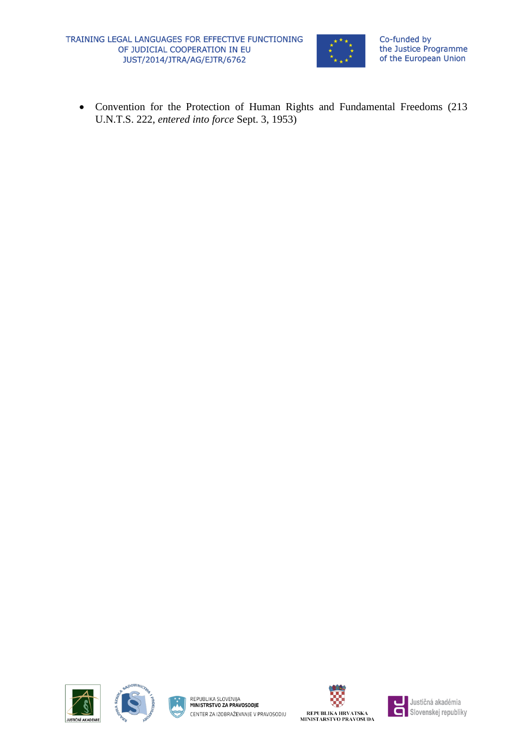- Convention for the Protection of Human Rights and Fundamental Freedoms (213 U.N.T.S. 222, *entered into force* Sept. 3, 1953)